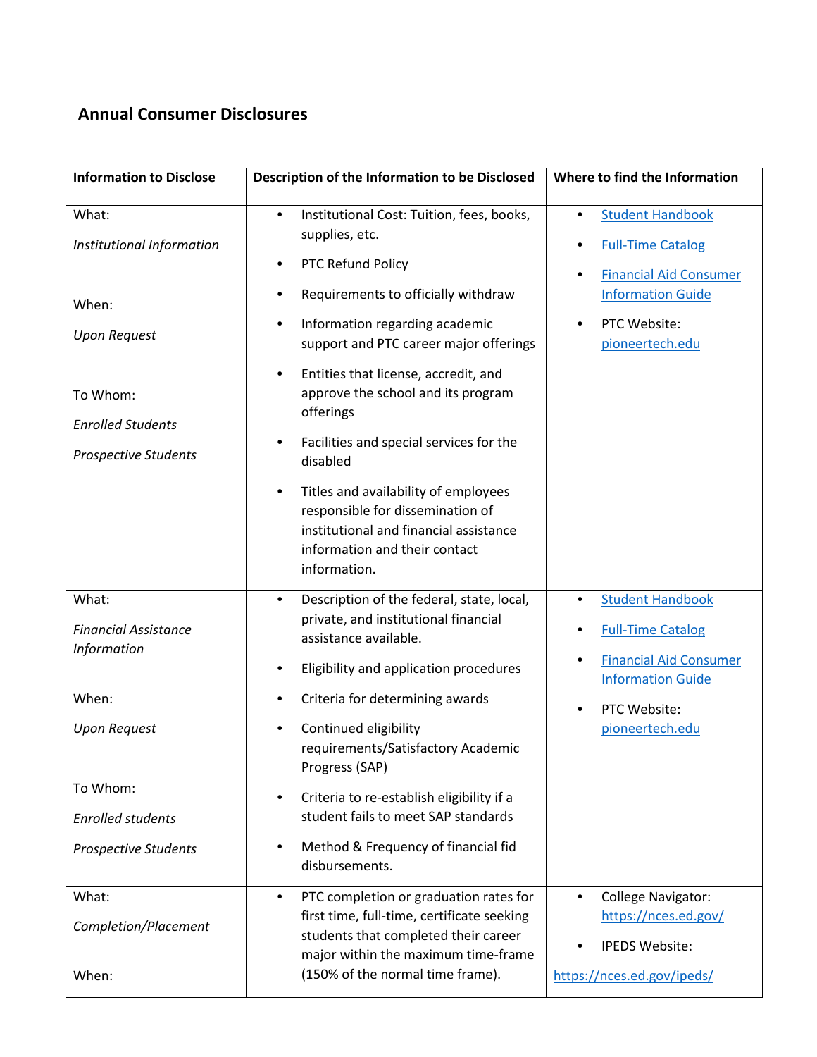## Annual Consumer Disclosures

| Information to Disclose | Description of the Information to be Disclosed | Where to find the Information |
|---|---|---|
| What:<br>*Institutional Information*<br><br>When:<br>*Upon Request*<br><br>To Whom:<br>*Enrolled Students*<br>*Prospective Students* | • Institutional Cost: Tuition, fees, books, supplies, etc.<br>• PTC Refund Policy<br>• Requirements to officially withdraw<br>• Information regarding academic support and PTC career major offerings<br>• Entities that license, accredit, and approve the school and its program offerings<br>• Facilities and special services for the disabled<br>• Titles and availability of employees responsible for dissemination of institutional and financial assistance information and their contact information. | • Student Handbook<br>• Full-Time Catalog<br>• Financial Aid Consumer Information Guide<br>• PTC Website: pioneertech.edu |
| What:<br>*Financial Assistance Information*<br><br>When:<br>*Upon Request*<br><br>To Whom:<br>*Enrolled students*<br>*Prospective Students* | • Description of the federal, state, local, private, and institutional financial assistance available.<br>• Eligibility and application procedures<br>• Criteria for determining awards<br>• Continued eligibility requirements/Satisfactory Academic Progress (SAP)<br>• Criteria to re-establish eligibility if a student fails to meet SAP standards<br>• Method & Frequency of financial fid disbursements. | • Student Handbook<br>• Full-Time Catalog<br>• Financial Aid Consumer Information Guide<br>• PTC Website: pioneertech.edu |
| What:<br>*Completion/Placement*<br><br>When: | • PTC completion or graduation rates for first time, full-time, certificate seeking students that completed their career major within the maximum time-frame (150% of the normal time frame). | • College Navigator: https://nces.ed.gov/<br>• IPEDS Website:<br>https://nces.ed.gov/ipeds/ |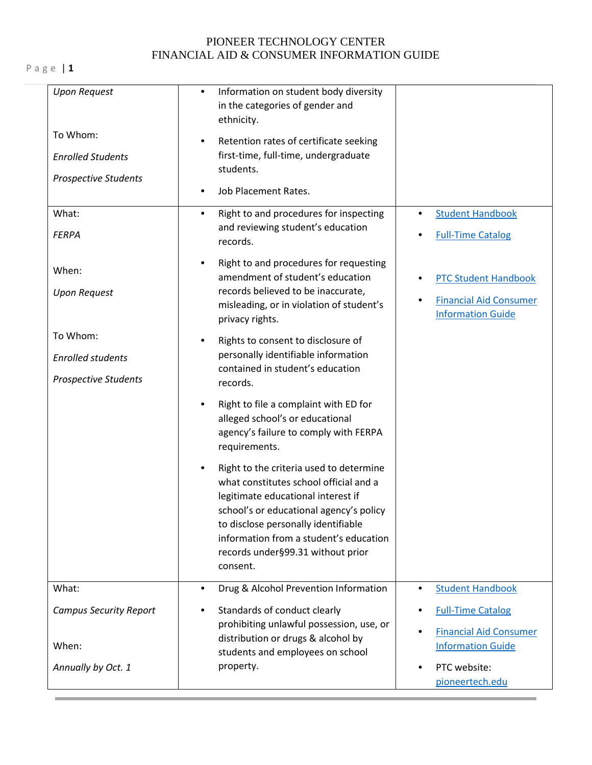| | | |
|---|---|---|
| *Upon Request*<br><br>To Whom:<br>*Enrolled Students*<br>*Prospective Students* | • Information on student body diversity in the categories of gender and ethnicity.<br>• Retention rates of certificate seeking first-time, full-time, undergraduate students.<br>• Job Placement Rates. | |
| What:<br>*FERPA*<br><br>When:<br>*Upon Request*<br><br>To Whom:<br>*Enrolled students*<br>*Prospective Students* | • Right to and procedures for inspecting and reviewing student's education records.<br>• Right to and procedures for requesting amendment of student's education records believed to be inaccurate, misleading, or in violation of student's privacy rights.<br>• Rights to consent to disclosure of personally identifiable information contained in student's education records.<br>• Right to file a complaint with ED for alleged school's or educational agency's failure to comply with FERPA requirements.<br>• Right to the criteria used to determine what constitutes school official and a legitimate educational interest if school's or educational agency's policy to disclose personally identifiable information from a student's education records under§99.31 without prior consent. | • Student Handbook<br>• Full-Time Catalog<br>• PTC Student Handbook<br>• Financial Aid Consumer Information Guide |
| What:<br>*Campus Security Report*<br><br>When:<br>*Annually by Oct. 1* | • Drug & Alcohol Prevention Information<br>• Standards of conduct clearly prohibiting unlawful possession, use, or distribution or drugs & alcohol by students and employees on school property. | • Student Handbook<br>• Full-Time Catalog<br>• Financial Aid Consumer Information Guide<br>• PTC website: pioneertech.edu |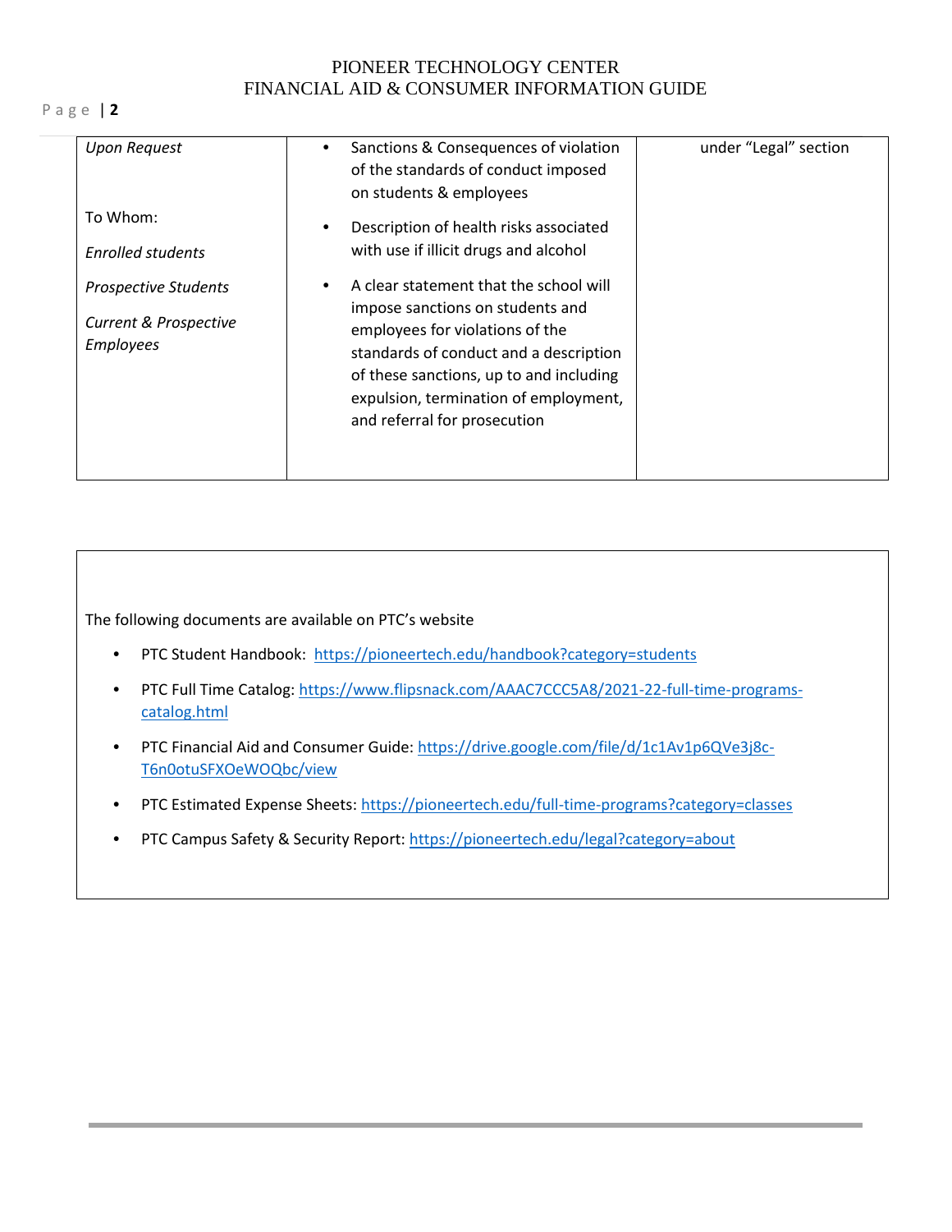| | | |
|---|---|---|
| *Upon Request*<br><br>To Whom:<br><br>*Enrolled students*<br><br>*Prospective Students*<br><br>*Current & Prospective Employees* | • Sanctions & Consequences of violation of the standards of conduct imposed on students & employees<br>• Description of health risks associated with use if illicit drugs and alcohol<br>• A clear statement that the school will impose sanctions on students and employees for violations of the standards of conduct and a description of these sanctions, up to and including expulsion, termination of employment, and referral for prosecution | under "Legal" section |

The following documents are available on PTC's website

- PTC Student Handbook: https://pioneertech.edu/handbook?category=students
- PTC Full Time Catalog: https://www.flipsnack.com/AAAC7CCC5A8/2021-22-full-time-programs-catalog.html
- PTC Financial Aid and Consumer Guide: https://drive.google.com/file/d/1c1Av1p6QVe3j8c-T6n0otuSFXOeWOQbc/view
- PTC Estimated Expense Sheets: https://pioneertech.edu/full-time-programs?category=classes
- PTC Campus Safety & Security Report: https://pioneertech.edu/legal?category=about